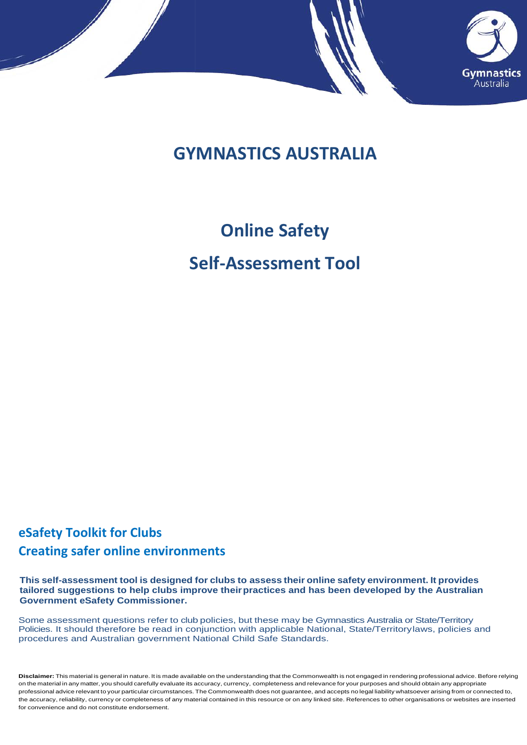# GYMNASTICS AUSTRALIA

## Online Safety

## Self-Assessment Tool

### eSafety Toolkit for Clubs

### Creating safer online environments

**This self-assessment tool is designed for clubs to assess their online safety environment. It provides tailored suggestions to help clubs improve their practices and has been developed by the Australian Government eSafety Commissioner.**

Some assessment questions refer to club policies, but these may be Gymnastics Australia or State/Territory Policies. It should therefore be read in conjunction with applicable National, State/Territory laws, policies and procedures and Australian government National Child Safe Standards.

**Disclaimer:** This material is general in nature. It is made available on the understanding that the Commonwealth is not engaged in rendering professional advice. Before relying on the material in any matter, you should carefully evaluate its accuracy, currency, completeness and relevance for your purposes and should obtain any appropriate professional advice relevant to your particular circumstances. The Commonwealth does not guarantee, and accepts no legal liability whatsoever arising from or connected to, the accuracy, reliability, currency or completeness of any material contained in this resource or on any linked site. References to other organisations or websites are inserted for convenience and do not constitute endorsement.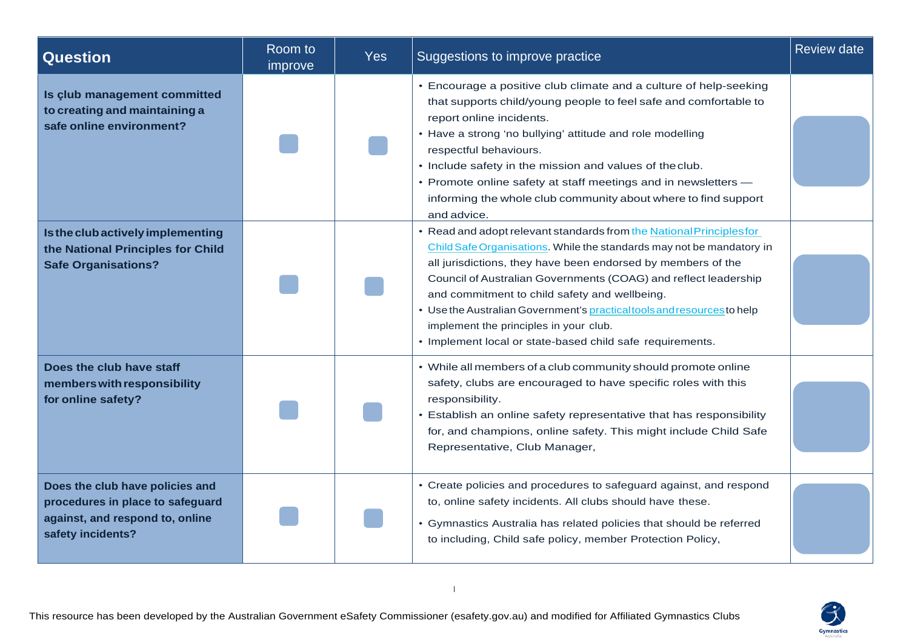| Question | Room to improve | Yes | Suggestions to improve practice | Review date |
|---|---|---|---|---|
| **Is çlub management committed to creating and maintaining a safe online environment?** | | | • Encourage a positive club climate and a culture of help-seeking that supports child/young people to feel safe and comfortable to report online incidents.<br>• Have a strong 'no bullying' attitude and role modelling respectful behaviours.<br>• Include safety in the mission and values of the club.<br>• Promote online safety at staff meetings and in newsletters — informing the whole club community about where to find support and advice. | |
| **Is the club actively implementing the National Principles for Child Safe Organisations?** | | | • Read and adopt relevant standards from the National Principles for Child Safe Organisations. While the standards may not be mandatory in all jurisdictions, they have been endorsed by members of the Council of Australian Governments (COAG) and reflect leadership and commitment to child safety and wellbeing.<br>• Use the Australian Government's practical tools and resources to help implement the principles in your club.<br>• Implement local or state-based child safe requirements. | |
| **Does the club have staff members with responsibility for online safety?** | | | • While all members of a club community should promote online safety, clubs are encouraged to have specific roles with this responsibility.<br>• Establish an online safety representative that has responsibility for, and champions, online safety. This might include Child Safe Representative, Club Manager, | |
| **Does the club have policies and procedures in place to safeguard against, and respond to, online safety incidents?** | | | • Create policies and procedures to safeguard against, and respond to, online safety incidents. All clubs should have these.<br>• Gymnastics Australia has related policies that should be referred to including, Child safe policy, member Protection Policy, | |

This resource has been developed by the Australian Government eSafety Commissioner (esafety.gov.au) and modified for Affiliated Gymnastics Clubs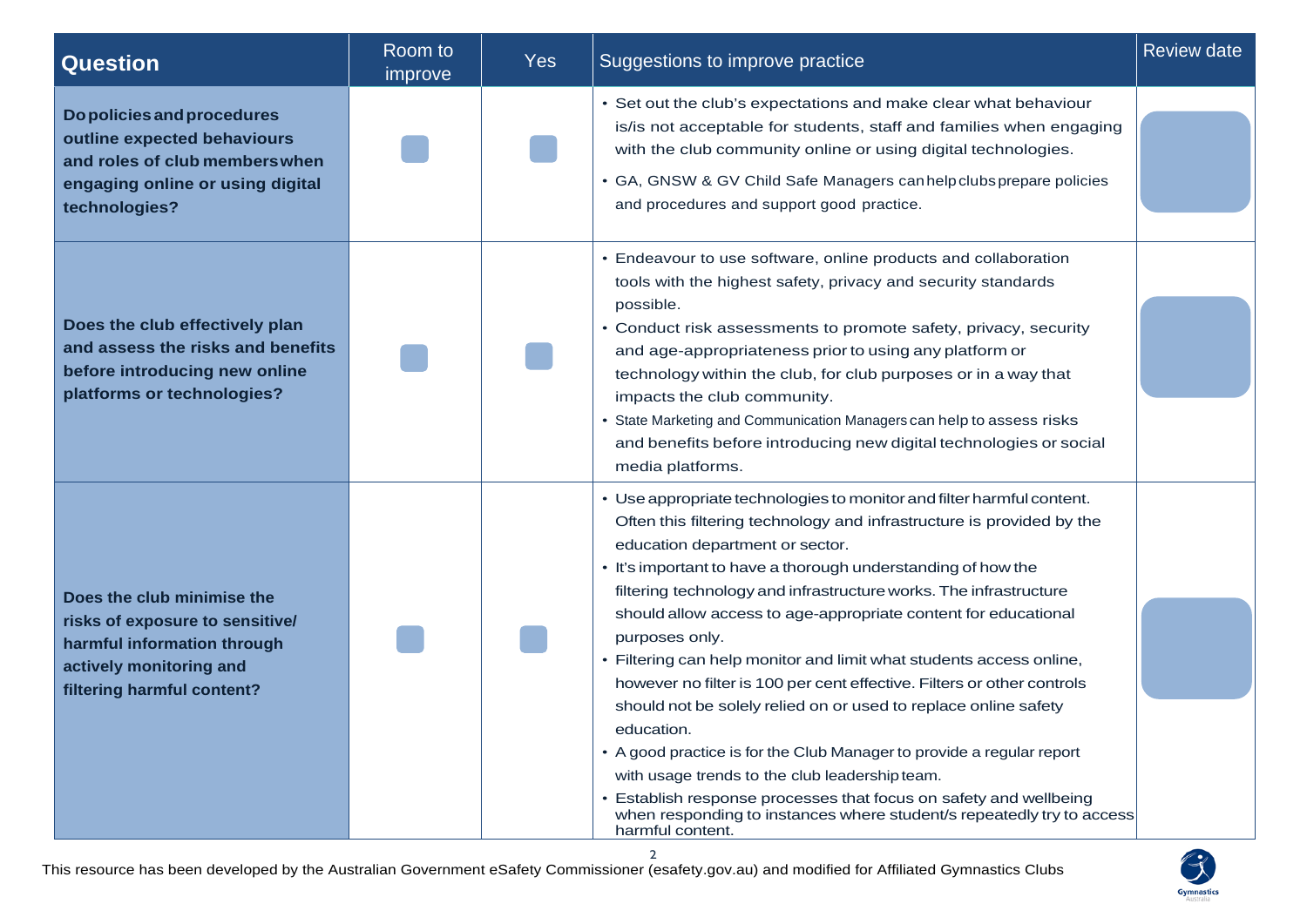| Question | Room to improve | Yes | Suggestions to improve practice | Review date |
|---|---|---|---|---|
| **Do policies and procedures outline expected behaviours and roles of club members when engaging online or using digital technologies?** | | | • Set out the club's expectations and make clear what behaviour is/is not acceptable for students, staff and families when engaging with the club community online or using digital technologies.<br>• GA, GNSW & GV Child Safe Managers can help clubs prepare policies and procedures and support good practice. | |
| **Does the club effectively plan and assess the risks and benefits before introducing new online platforms or technologies?** | | | • Endeavour to use software, online products and collaboration tools with the highest safety, privacy and security standards possible.<br>• Conduct risk assessments to promote safety, privacy, security and age-appropriateness prior to using any platform or technology within the club, for club purposes or in a way that impacts the club community.<br>• State Marketing and Communication Managers can help to assess risks and benefits before introducing new digital technologies or social media platforms. | |
| **Does the club minimise the risks of exposure to sensitive/ harmful information through actively monitoring and filtering harmful content?** | | | • Use appropriate technologies to monitor and filter harmful content. Often this filtering technology and infrastructure is provided by the education department or sector.<br>• It's important to have a thorough understanding of how the filtering technology and infrastructure works. The infrastructure should allow access to age-appropriate content for educational purposes only.<br>• Filtering can help monitor and limit what students access online, however no filter is 100 per cent effective. Filters or other controls should not be solely relied on or used to replace online safety education.<br>• A good practice is for the Club Manager to provide a regular report with usage trends to the club leadership team.<br>• Establish response processes that focus on safety and wellbeing when responding to instances where student/s repeatedly try to access harmful content. | |

This resource has been developed by the Australian Government eSafety Commissioner (esafety.gov.au) and modified for Affiliated Gymnastics Clubs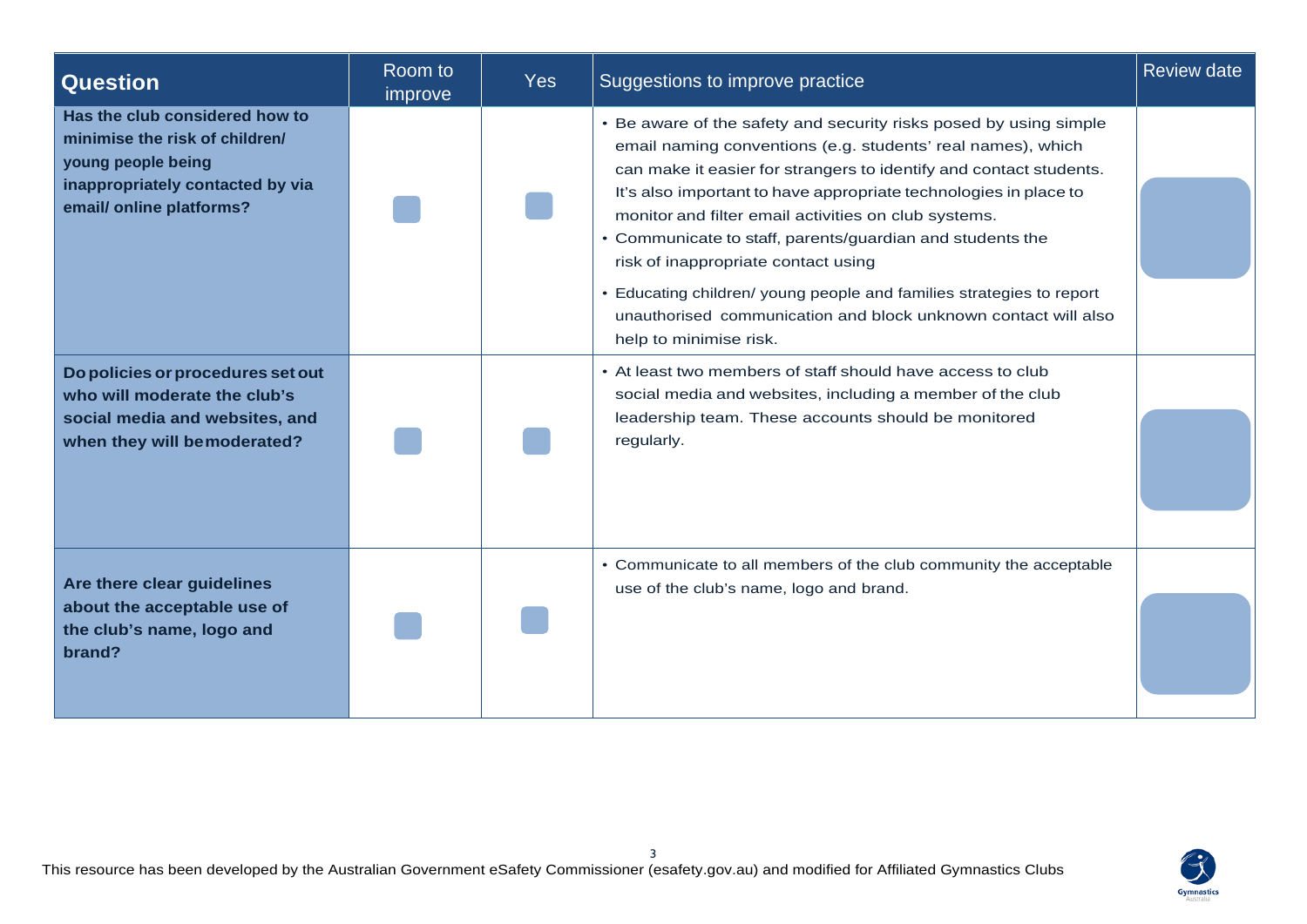| Question | Room to improve | Yes | Suggestions to improve practice | Review date |
|---|---|---|---|---|
| **Has the club considered how to minimise the risk of children/ young people being inappropriately contacted by via email/ online platforms?** | | | • Be aware of the safety and security risks posed by using simple email naming conventions (e.g. students' real names), which can make it easier for strangers to identify and contact students. It's also important to have appropriate technologies in place to monitor and filter email activities on club systems.<br>• Communicate to staff, parents/guardian and students the risk of inappropriate contact using<br>• Educating children/ young people and families strategies to report unauthorised communication and block unknown contact will also help to minimise risk. | |
| **Do policies or procedures set out who will moderate the club's social media and websites, and when they will be moderated?** | | | • At least two members of staff should have access to club social media and websites, including a member of the club leadership team. These accounts should be monitored regularly. | |
| **Are there clear guidelines about the acceptable use of the club's name, logo and brand?** | | | • Communicate to all members of the club community the acceptable use of the club's name, logo and brand. | |

This resource has been developed by the Australian Government eSafety Commissioner (esafety.gov.au) and modified for Affiliated Gymnastics Clubs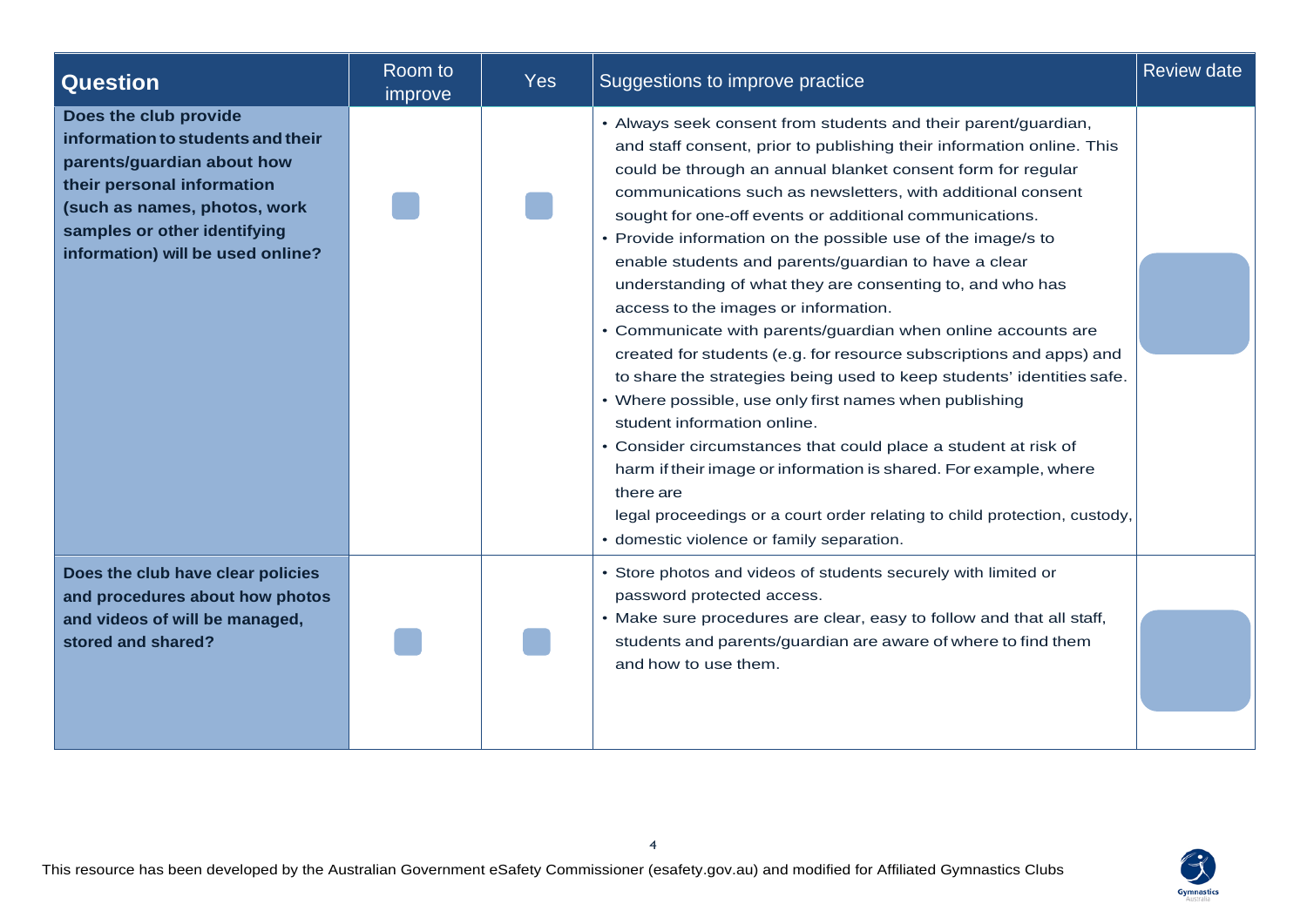| Question | Room to improve | Yes | Suggestions to improve practice | Review date |
|---|---|---|---|---|
| **Does the club provide information to students and their parents/guardian about how their personal information (such as names, photos, work samples or other identifying information) will be used online?** | | | • Always seek consent from students and their parent/guardian, and staff consent, prior to publishing their information online. This could be through an annual blanket consent form for regular communications such as newsletters, with additional consent sought for one-off events or additional communications.<br>• Provide information on the possible use of the image/s to enable students and parents/guardian to have a clear understanding of what they are consenting to, and who has access to the images or information.<br>• Communicate with parents/guardian when online accounts are created for students (e.g. for resource subscriptions and apps) and to share the strategies being used to keep students' identities safe.<br>• Where possible, use only first names when publishing student information online.<br>• Consider circumstances that could place a student at risk of harm if their image or information is shared. For example, where there are legal proceedings or a court order relating to child protection, custody,<br>• domestic violence or family separation. | |
| **Does the club have clear policies and procedures about how photos and videos of will be managed, stored and shared?** | | | • Store photos and videos of students securely with limited or password protected access.<br>• Make sure procedures are clear, easy to follow and that all staff, students and parents/guardian are aware of where to find them and how to use them. | |

This resource has been developed by the Australian Government eSafety Commissioner (esafety.gov.au) and modified for Affiliated Gymnastics Clubs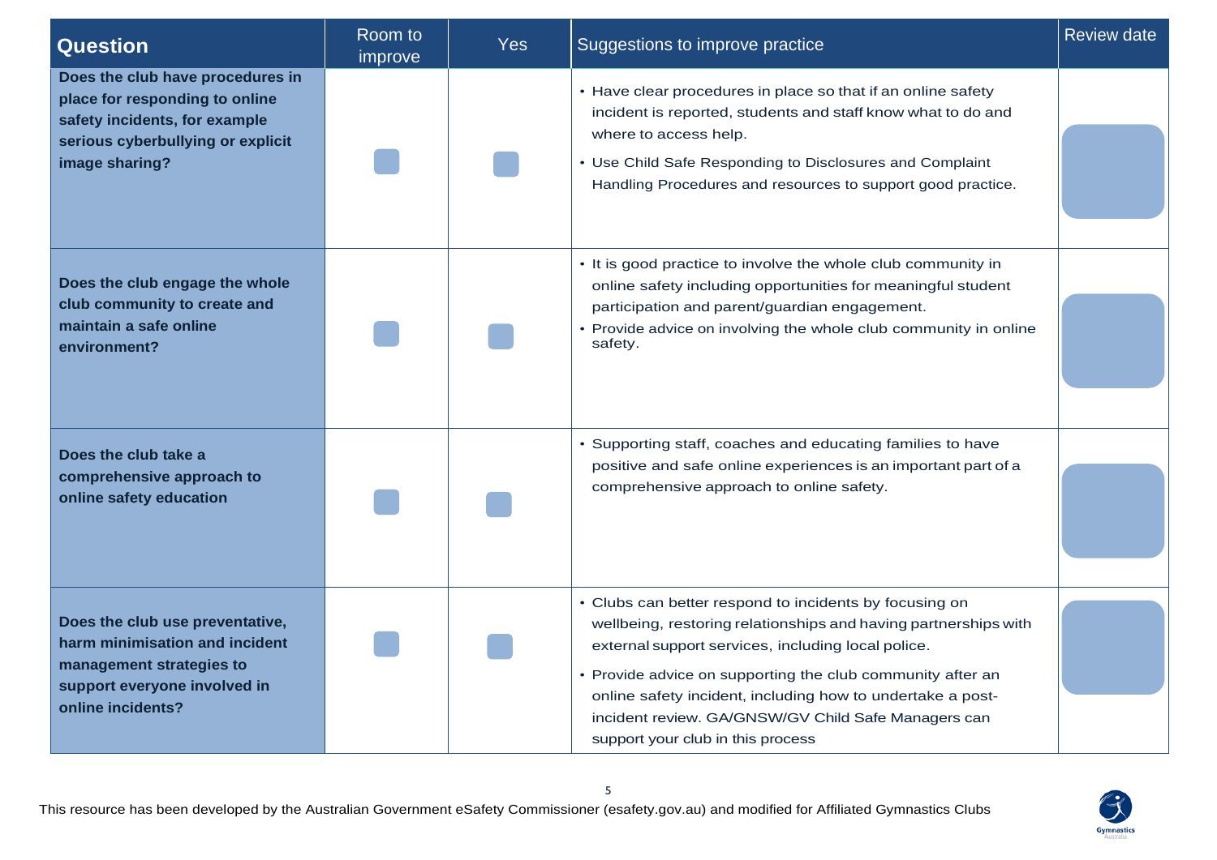| Question | Room to improve | Yes | Suggestions to improve practice | Review date |
|---|---|---|---|---|
| **Does the club have procedures in place for responding to online safety incidents, for example serious cyberbullying or explicit image sharing?** | | | • Have clear procedures in place so that if an online safety incident is reported, students and staff know what to do and where to access help.<br>• Use Child Safe Responding to Disclosures and Complaint Handling Procedures and resources to support good practice. | |
| **Does the club engage the whole club community to create and maintain a safe online environment?** | | | • It is good practice to involve the whole club community in online safety including opportunities for meaningful student participation and parent/guardian engagement.<br>• Provide advice on involving the whole club community in online safety. | |
| **Does the club take a comprehensive approach to online safety education** | | | • Supporting staff, coaches and educating families to have positive and safe online experiences is an important part of a comprehensive approach to online safety. | |
| **Does the club use preventative, harm minimisation and incident management strategies to support everyone involved in online incidents?** | | | • Clubs can better respond to incidents by focusing on wellbeing, restoring relationships and having partnerships with external support services, including local police.<br>• Provide advice on supporting the club community after an online safety incident, including how to undertake a post-incident review. GA/GNSW/GV Child Safe Managers can support your club in this process | |

This resource has been developed by the Australian Government eSafety Commissioner (esafety.gov.au) and modified for Affiliated Gymnastics Clubs